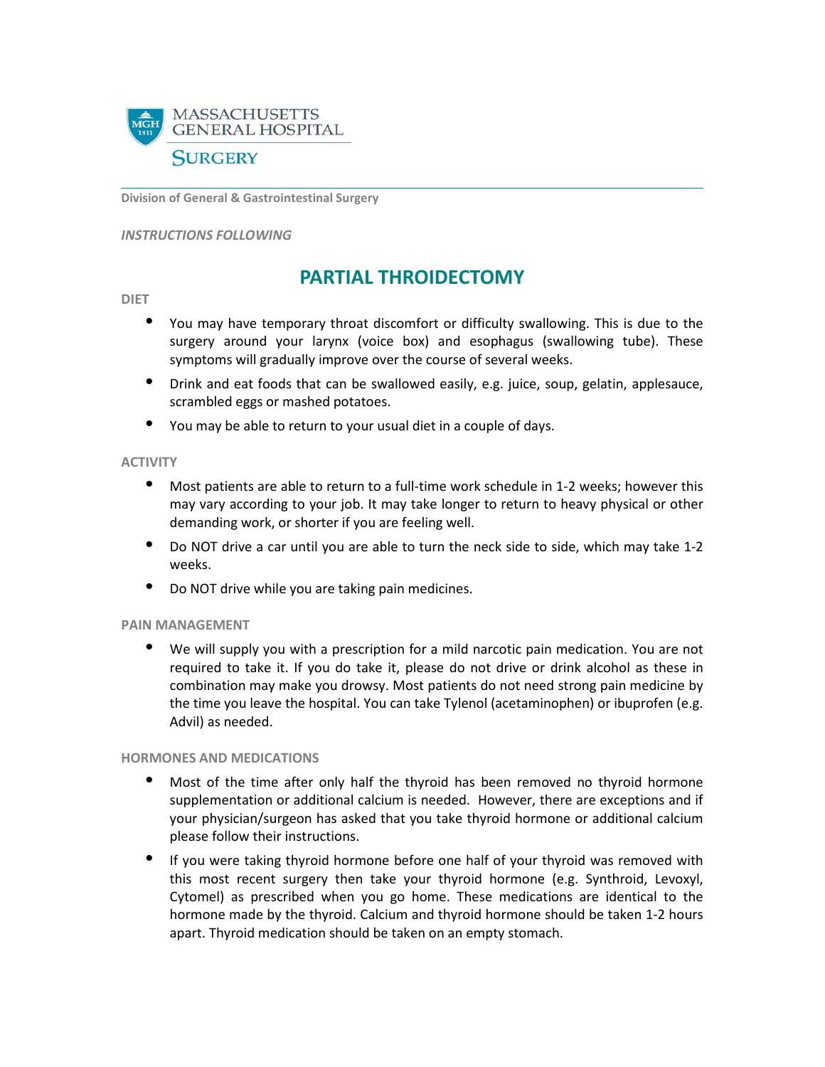MASSACHUSETTS GENERAL HOSPITAL

SURGERY

**Division of General & Gastrointestinal Surgery**

***INSTRUCTIONS FOLLOWING***

# PARTIAL THROIDECTOMY

## DIET

- You may have temporary throat discomfort or difficulty swallowing. This is due to the surgery around your larynx (voice box) and esophagus (swallowing tube). These symptoms will gradually improve over the course of several weeks.
- Drink and eat foods that can be swallowed easily, e.g. juice, soup, gelatin, applesauce, scrambled eggs or mashed potatoes.
- You may be able to return to your usual diet in a couple of days.

## ACTIVITY

- Most patients are able to return to a full-time work schedule in 1-2 weeks; however this may vary according to your job. It may take longer to return to heavy physical or other demanding work, or shorter if you are feeling well.
- Do NOT drive a car until you are able to turn the neck side to side, which may take 1-2 weeks.
- Do NOT drive while you are taking pain medicines.

## PAIN MANAGEMENT

- We will supply you with a prescription for a mild narcotic pain medication. You are not required to take it. If you do take it, please do not drive or drink alcohol as these in combination may make you drowsy. Most patients do not need strong pain medicine by the time you leave the hospital. You can take Tylenol (acetaminophen) or ibuprofen (e.g. Advil) as needed.

## HORMONES AND MEDICATIONS

- Most of the time after only half the thyroid has been removed no thyroid hormone supplementation or additional calcium is needed. However, there are exceptions and if your physician/surgeon has asked that you take thyroid hormone or additional calcium please follow their instructions.
- If you were taking thyroid hormone before one half of your thyroid was removed with this most recent surgery then take your thyroid hormone (e.g. Synthroid, Levoxyl, Cytomel) as prescribed when you go home. These medications are identical to the hormone made by the thyroid. Calcium and thyroid hormone should be taken 1-2 hours apart. Thyroid medication should be taken on an empty stomach.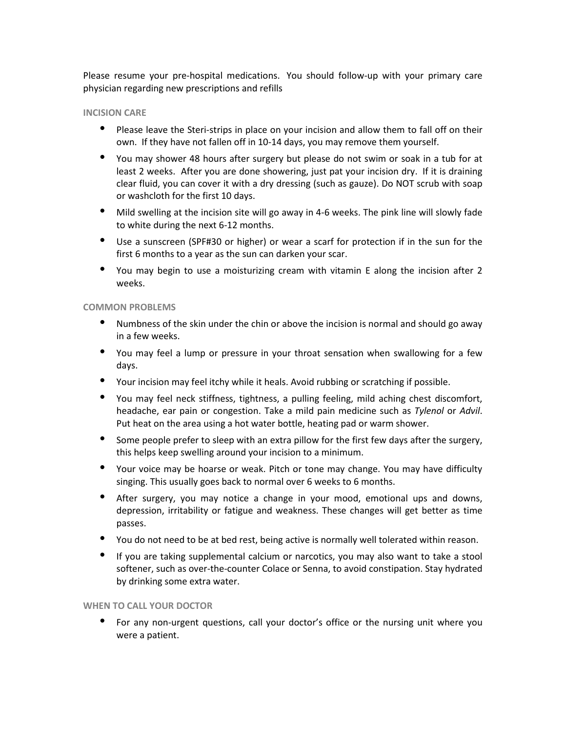Please resume your pre-hospital medications. You should follow-up with your primary care physician regarding new prescriptions and refills

## INCISION CARE

- Please leave the Steri-strips in place on your incision and allow them to fall off on their own. If they have not fallen off in 10-14 days, you may remove them yourself.
- You may shower 48 hours after surgery but please do not swim or soak in a tub for at least 2 weeks. After you are done showering, just pat your incision dry. If it is draining clear fluid, you can cover it with a dry dressing (such as gauze). Do NOT scrub with soap or washcloth for the first 10 days.
- Mild swelling at the incision site will go away in 4-6 weeks. The pink line will slowly fade to white during the next 6-12 months.
- Use a sunscreen (SPF#30 or higher) or wear a scarf for protection if in the sun for the first 6 months to a year as the sun can darken your scar.
- You may begin to use a moisturizing cream with vitamin E along the incision after 2 weeks.

## COMMON PROBLEMS

- Numbness of the skin under the chin or above the incision is normal and should go away in a few weeks.
- You may feel a lump or pressure in your throat sensation when swallowing for a few days.
- Your incision may feel itchy while it heals. Avoid rubbing or scratching if possible.
- You may feel neck stiffness, tightness, a pulling feeling, mild aching chest discomfort, headache, ear pain or congestion. Take a mild pain medicine such as *Tylenol* or *Advil*. Put heat on the area using a hot water bottle, heating pad or warm shower.
- Some people prefer to sleep with an extra pillow for the first few days after the surgery, this helps keep swelling around your incision to a minimum.
- Your voice may be hoarse or weak. Pitch or tone may change. You may have difficulty singing. This usually goes back to normal over 6 weeks to 6 months.
- After surgery, you may notice a change in your mood, emotional ups and downs, depression, irritability or fatigue and weakness. These changes will get better as time passes.
- You do not need to be at bed rest, being active is normally well tolerated within reason.
- If you are taking supplemental calcium or narcotics, you may also want to take a stool softener, such as over-the-counter Colace or Senna, to avoid constipation. Stay hydrated by drinking some extra water.

## WHEN TO CALL YOUR DOCTOR

- For any non-urgent questions, call your doctor's office or the nursing unit where you were a patient.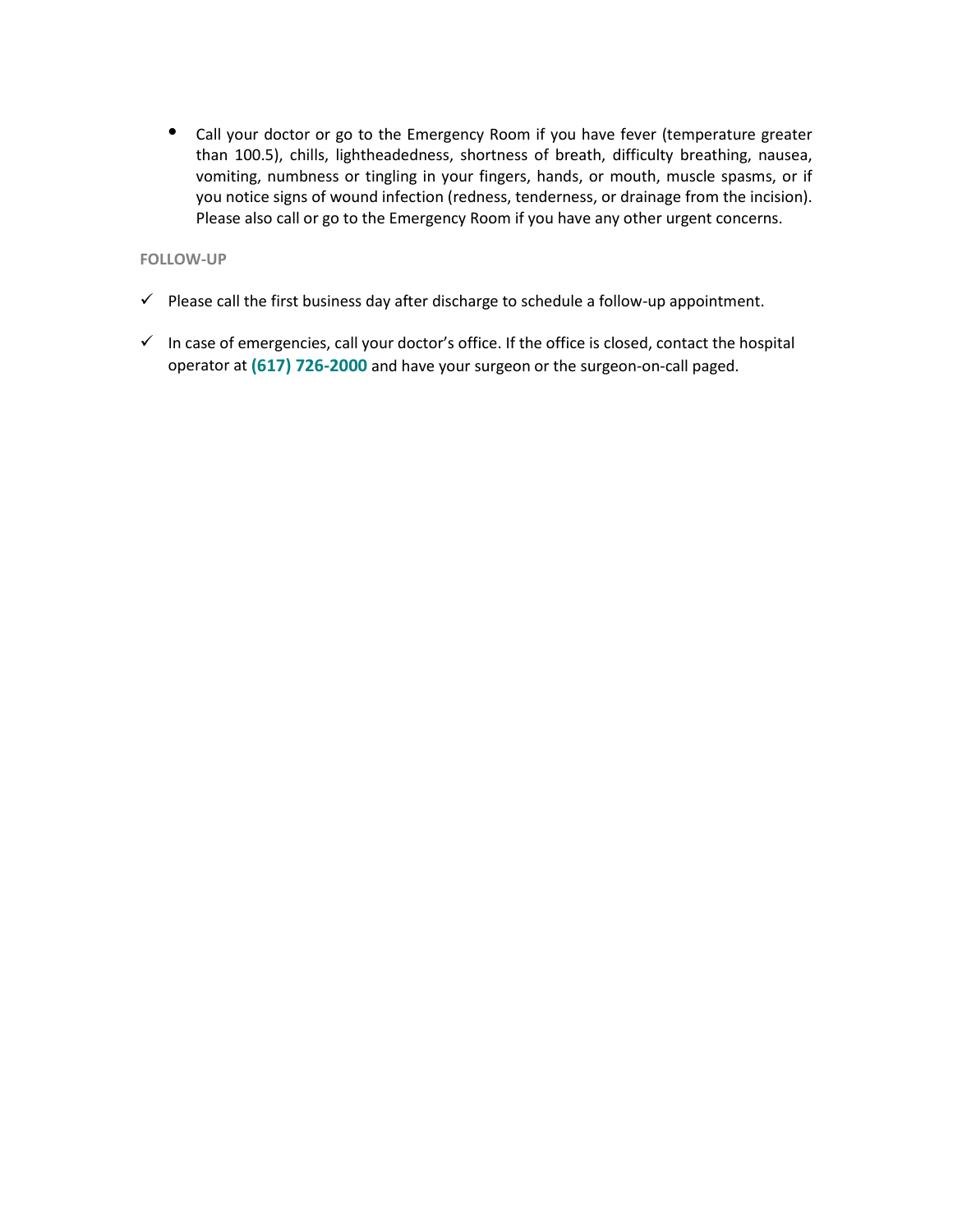- Call your doctor or go to the Emergency Room if you have fever (temperature greater than 100.5), chills, lightheadedness, shortness of breath, difficulty breathing, nausea, vomiting, numbness or tingling in your fingers, hands, or mouth, muscle spasms, or if you notice signs of wound infection (redness, tenderness, or drainage from the incision). Please also call or go to the Emergency Room if you have any other urgent concerns.

**FOLLOW-UP**

- ✓ Please call the first business day after discharge to schedule a follow-up appointment.
- ✓ In case of emergencies, call your doctor's office. If the office is closed, contact the hospital operator at **(617) 726-2000** and have your surgeon or the surgeon-on-call paged.